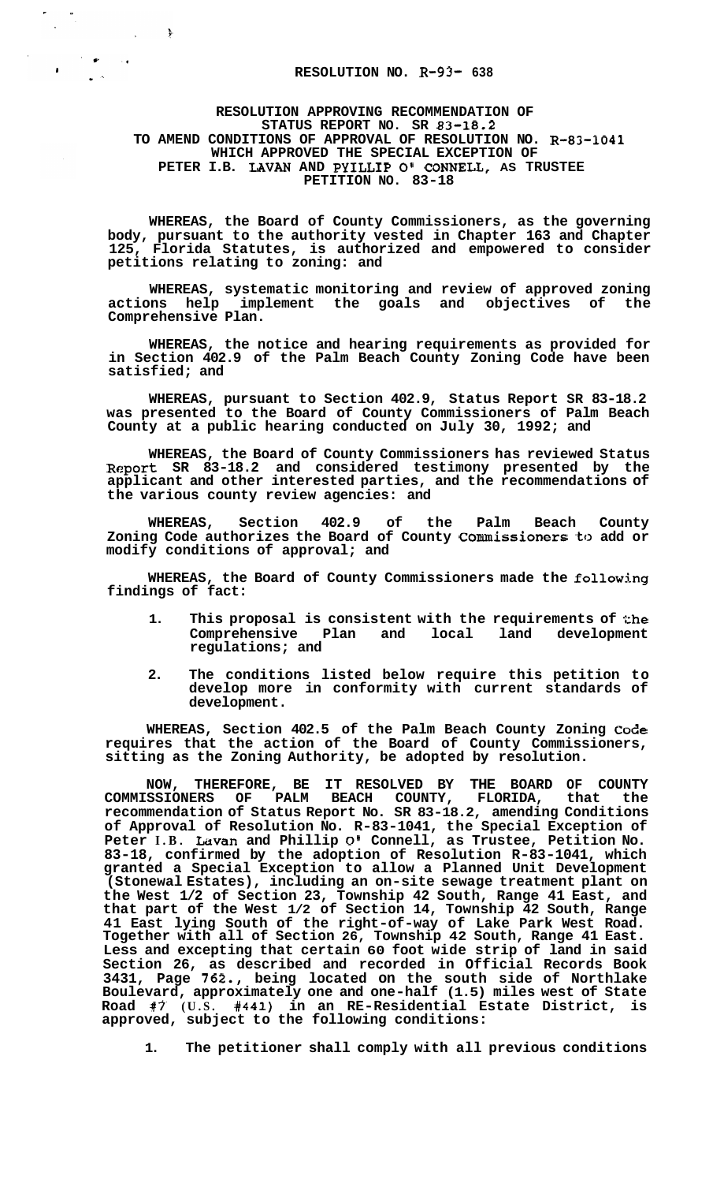**RESOLUTION NO. R-93- 638**

**RESOLUTION APPROVING RECOMMENDATION OF STATUS REPORT NO. SR 83-18.2 TO AMEND CONDITIONS OF APPROVAL OF RESOLUTION NO. R-83-1041 WHICH APPROVED THE SPECIAL EXCEPTION OF PETER I.B. LAVAN AND PYILLIP O' CONNELL, AS TRUSTEE PETITION NO. 83-18**

**WHEREAS, the Board of County Commissioners, as the governing body, pursuant to the authority vested in Chapter 163 and Chapter 125, Florida Statutes, is authorized and empowered to consider petitions relating to zoning: and**

**WHEREAS, systematic monitoring and review of approved zoning actions help implement the goals and objectives of the Comprehensive Plan.**

**WHEREAS, the notice and hearing requirements as provided for in Section 402.9 of the Palm Beach County Zoning Code have been satisfied; and**

**WHEREAS, pursuant to Section 402.9, Status Report SR 83-18.2 was presented to the Board of County Commissioners of Palm Beach County at a public hearing conducted on July 30, 1992; and**

**WHEREAS, the Board of County Commissioners has reviewed Status Report SR 83-18.2 and considered testimony presented by the applicant and other interested parties, and the recommendations of the various county review agencies: and**

**WHEREAS, Section 402.9 of the Palm Beach County Zoning Code authorizes the Board of County Commissioners to add or modify conditions of approval; and**

**WHEREAS, the Board of County Commissioners made the following findings of fact:**

1. **This proposal is consistent with the requirements of the Comprehensive Plan and local land development regulations; and**
2. **The conditions listed below require this petition to develop more in conformity with current standards of development.**

**WHEREAS, Section 402.5 of the Palm Beach County Zoning Code requires that the action of the Board of County Commissioners, sitting as the Zoning Authority, be adopted by resolution.**

**NOW, THEREFORE, BE IT RESOLVED BY THE BOARD OF COUNTY COMMISSIONERS OF PALM BEACH COUNTY, FLORIDA, that the recommendation of Status Report No. SR 83-18.2, amending Conditions of Approval of Resolution No. R-83-1041, the Special Exception of Peter I.B. Lavan and Phillip O' Connell, as Trustee, Petition No. 83-18, confirmed by the adoption of Resolution R-83-1041, which granted a Special Exception to allow a Planned Unit Development (Stonewal Estates), including an on-site sewage treatment plant on the West 1/2 of Section 23, Township 42 South, Range 41 East, and that part of the West 1/2 of Section 14, Township 42 South, Range 41 East lying South of the right-of-way of Lake Park West Road. Together with all of Section 26, Township 42 South, Range 41 East. Less and excepting that certain 60 foot wide strip of land in said Section 26, as described and recorded in Official Records Book 3431, Page 762., being located on the south side of Northlake Boulevard, approximately one and one-half (1.5) miles west of State Road #7 (U.S. #441) in an RE-Residential Estate District, is approved, subject to the following conditions:**

1. **The petitioner shall comply with all previous conditions**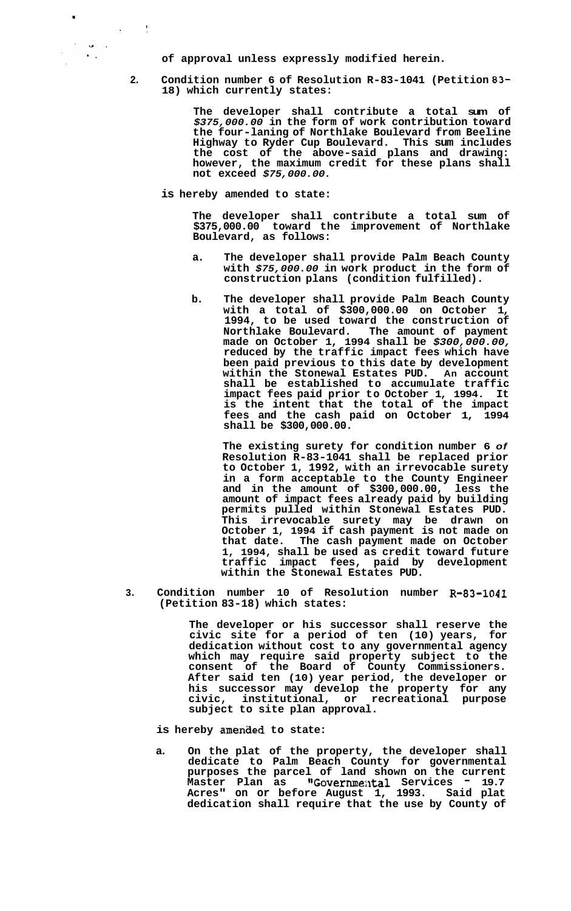**of approval unless expressly modified herein.**

2. **Condition number 6 of Resolution R-83-1041 (Petition 83-18) which currently states:**

   > **The developer shall contribute a total sum of *$375,000.00* in the form of work contribution toward the four-laning of Northlake Boulevard from Beeline Highway to Ryder Cup Boulevard. This sum includes the cost of the above-said plans and drawing: however, the maximum credit for these plans shall not exceed *$75,000.00.***

   **is hereby amended to state:**

   > **The developer shall contribute a total sum of $375,000.00 toward the improvement of Northlake Boulevard, as follows:**
   >
   > **a. The developer shall provide Palm Beach County with *$75,000.00* in work product in the form of construction plans (condition fulfilled).**
   >
   > **b. The developer shall provide Palm Beach County with a total of $300,000.00 on October 1, 1994, to be used toward the construction of Northlake Boulevard. The amount of payment made on October 1, 1994 shall be *$300,000.00,* reduced by the traffic impact fees which have been paid previous to this date by development within the Stonewal Estates PUD. An account shall be established to accumulate traffic impact fees paid prior to October 1, 1994. It is the intent that the total of the impact fees and the cash paid on October 1, 1994 shall be $300,000.00.**
   >
   > **The existing surety for condition number 6 *of* Resolution R-83-1041 shall be replaced prior to October 1, 1992, with an irrevocable surety in a form acceptable to the County Engineer and in the amount of $300,000.00, less the amount of impact fees already paid by building permits pulled within Stonewal Estates PUD. This irrevocable surety may be drawn on October 1, 1994 if cash payment is not made on that date. The cash payment made on October 1, 1994, shall be used as credit toward future traffic impact fees, paid by development within the Stonewal Estates PUD.**

3. **Condition number 10 of Resolution number R-83-1041 (Petition 83-18) which states:**

   > **The developer or his successor shall reserve the civic site for a period of ten (10) years, for dedication without cost to any governmental agency which may require said property subject to the consent of the Board of County Commissioners. After said ten (10) year period, the developer or his successor may develop the property for any civic, institutional, or recreational purpose subject to site plan approval.**

   **is hereby amended to state:**

   **a. On the plat of the property, the developer shall dedicate to Palm Beach County for governmental purposes the parcel of land shown on the current Master Plan as "Governmental Services - 19.7 Acres" on or before August 1, 1993. Said plat dedication shall require that the use by County of**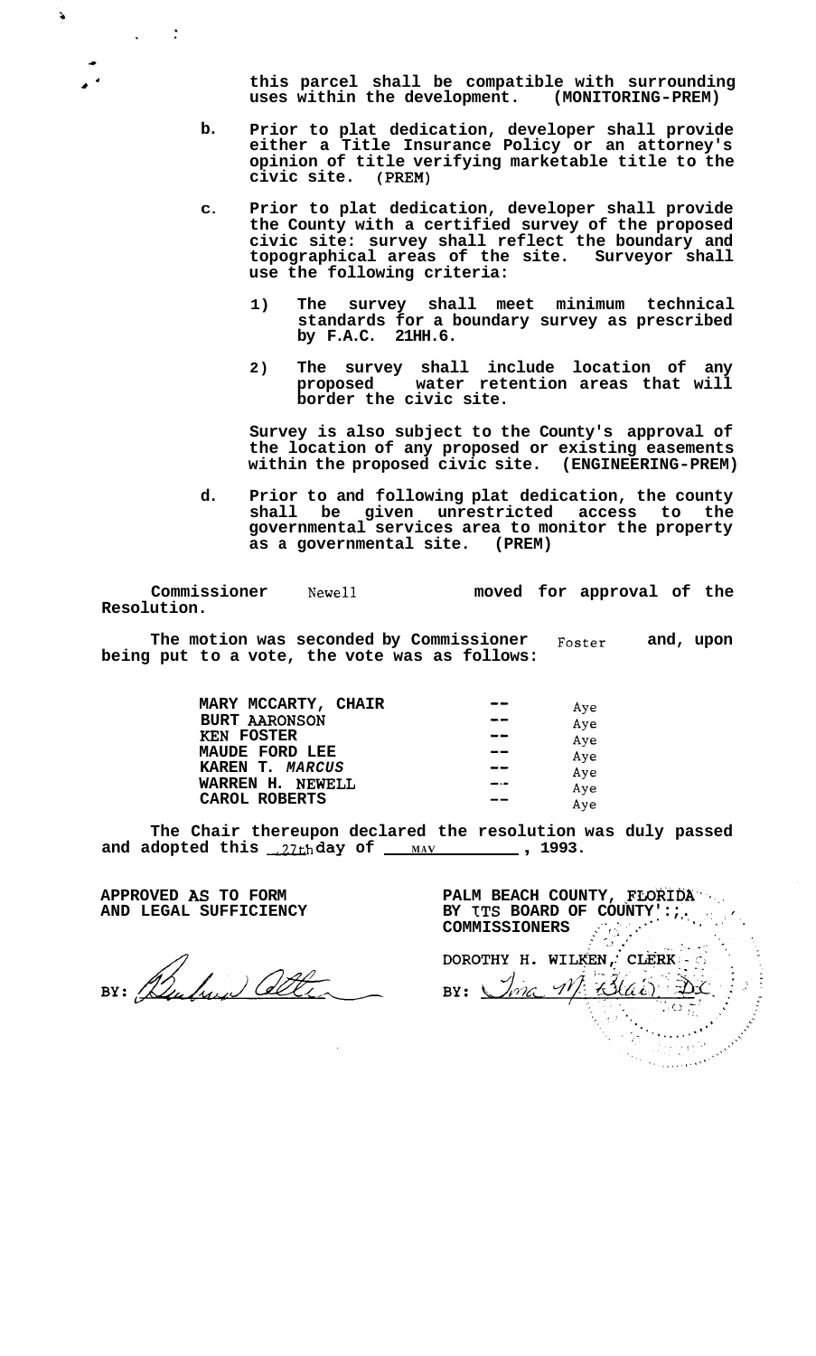this parcel shall be compatible with surrounding uses within the development. (MONITORING-PREM)

b. Prior to plat dedication, developer shall provide either a Title Insurance Policy or an attorney's opinion of title verifying marketable title to the civic site. (PREM)

c. Prior to plat dedication, developer shall provide the County with a certified survey of the proposed civic site: survey shall reflect the boundary and topographical areas of the site. Surveyor shall use the following criteria:

   1) The survey shall meet minimum technical standards for a boundary survey as prescribed by F.A.C. 21HH.6.

   2) The survey shall include location of any proposed water retention areas that will border the civic site.

   Survey is also subject to the County's approval of the location of any proposed or existing easements within the proposed civic site. (ENGINEERING-PREM)

d. Prior to and following plat dedication, the county shall be given unrestricted access to the governmental services area to monitor the property as a governmental site. (PREM)

Commissioner Newell moved for approval of the Resolution.

The motion was seconded by Commissioner Foster and, upon being put to a vote, the vote was as follows:

| | | |
|---|---|---|
| MARY MCCARTY, CHAIR | -- | Aye |
| BURT AARONSON | -- | Aye |
| KEN FOSTER | -- | Aye |
| MAUDE FORD LEE | -- | Aye |
| KAREN T. MARCUS | -- | Aye |
| WARREN H. NEWELL | -- | Aye |
| CAROL ROBERTS | -- | Aye |

The Chair thereupon declared the resolution was duly passed and adopted this 27th day of MAY, 1993.

APPROVED AS TO FORM AND LEGAL SUFFICIENCY

BY: [signature]

PALM BEACH COUNTY, FLORIDA BY ITS BOARD OF COUNTY COMMISSIONERS

DOROTHY H. WILKEN, CLERK

BY: [signature] D.C.